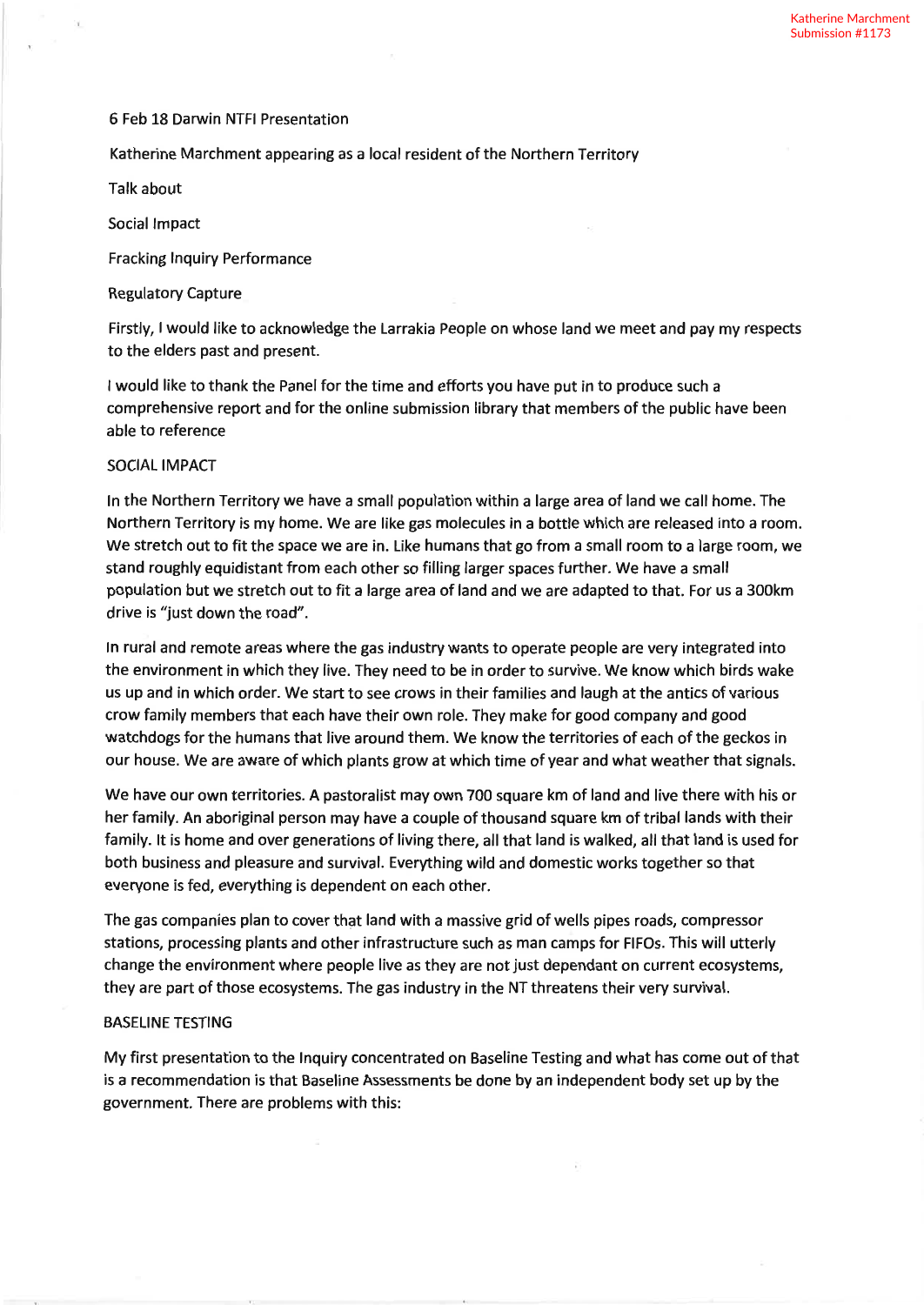Katherine Marchment
Submission #1173

6 Feb 18 Darwin NTFI Presentation

Katherine Marchment appearing as a local resident of the Northern Territory

Talk about

Social Impact

Fracking Inquiry Performance

Regulatory Capture

Firstly, I would like to acknowledge the Larrakia People on whose land we meet and pay my respects to the elders past and present.

I would like to thank the Panel for the time and efforts you have put in to produce such a comprehensive report and for the online submission library that members of the public have been able to reference

## SOCIAL IMPACT

In the Northern Territory we have a small population within a large area of land we call home. The Northern Territory is my home. We are like gas molecules in a bottle which are released into a room. We stretch out to fit the space we are in. Like humans that go from a small room to a large room, we stand roughly equidistant from each other so filling larger spaces further. We have a small population but we stretch out to fit a large area of land and we are adapted to that. For us a 300km drive is "just down the road".

In rural and remote areas where the gas industry wants to operate people are very integrated into the environment in which they live. They need to be in order to survive. We know which birds wake us up and in which order. We start to see crows in their families and laugh at the antics of various crow family members that each have their own role. They make for good company and good watchdogs for the humans that live around them. We know the territories of each of the geckos in our house. We are aware of which plants grow at which time of year and what weather that signals.

We have our own territories. A pastoralist may own 700 square km of land and live there with his or her family. An aboriginal person may have a couple of thousand square km of tribal lands with their family. It is home and over generations of living there, all that land is walked, all that land is used for both business and pleasure and survival. Everything wild and domestic works together so that everyone is fed, everything is dependent on each other.

The gas companies plan to cover that land with a massive grid of wells pipes roads, compressor stations, processing plants and other infrastructure such as man camps for FIFOs. This will utterly change the environment where people live as they are not just dependant on current ecosystems, they are part of those ecosystems. The gas industry in the NT threatens their very survival.

## BASELINE TESTING

My first presentation to the Inquiry concentrated on Baseline Testing and what has come out of that is a recommendation is that Baseline Assessments be done by an independent body set up by the government. There are problems with this: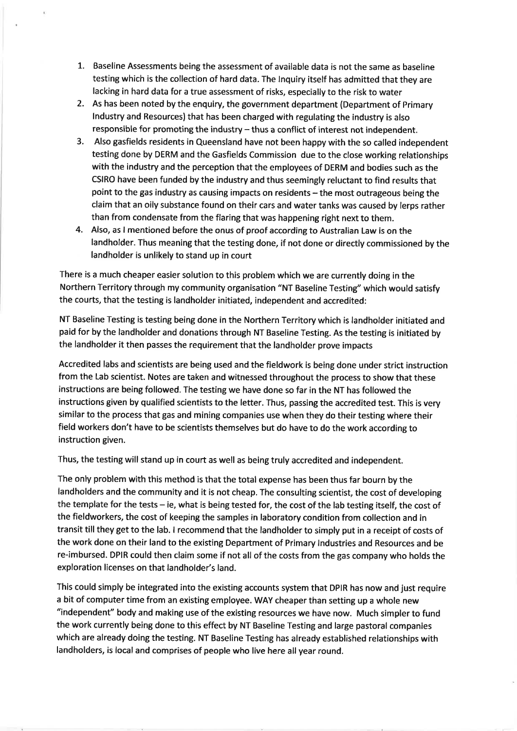1. Baseline Assessments being the assessment of available data is not the same as baseline testing which is the collection of hard data. The Inquiry itself has admitted that they are lacking in hard data for a true assessment of risks, especially to the risk to water
2. As has been noted by the enquiry, the government department (Department of Primary Industry and Resources) that has been charged with regulating the industry is also responsible for promoting the industry – thus a conflict of interest not independent.
3. Also gasfields residents in Queensland have not been happy with the so called independent testing done by DERM and the Gasfields Commission due to the close working relationships with the industry and the perception that the employees of DERM and bodies such as the CSIRO have been funded by the industry and thus seemingly reluctant to find results that point to the gas industry as causing impacts on residents – the most outrageous being the claim that an oily substance found on their cars and water tanks was caused by lerps rather than from condensate from the flaring that was happening right next to them.
4. Also, as I mentioned before the onus of proof according to Australian Law is on the landholder. Thus meaning that the testing done, if not done or directly commissioned by the landholder is unlikely to stand up in court

There is a much cheaper easier solution to this problem which we are currently doing in the Northern Territory through my community organisation "NT Baseline Testing" which would satisfy the courts, that the testing is landholder initiated, independent and accredited:

NT Baseline Testing is testing being done in the Northern Territory which is landholder initiated and paid for by the landholder and donations through NT Baseline Testing. As the testing is initiated by the landholder it then passes the requirement that the landholder prove impacts

Accredited labs and scientists are being used and the fieldwork is being done under strict instruction from the Lab scientist. Notes are taken and witnessed throughout the process to show that these instructions are being followed. The testing we have done so far in the NT has followed the instructions given by qualified scientists to the letter. Thus, passing the accredited test. This is very similar to the process that gas and mining companies use when they do their testing where their field workers don't have to be scientists themselves but do have to do the work according to instruction given.

Thus, the testing will stand up in court as well as being truly accredited and independent.

The only problem with this method is that the total expense has been thus far bourn by the landholders and the community and it is not cheap. The consulting scientist, the cost of developing the template for the tests – ie, what is being tested for, the cost of the lab testing itself, the cost of the fieldworkers, the cost of keeping the samples in laboratory condition from collection and in transit till they get to the lab. I recommend that the landholder to simply put in a receipt of costs of the work done on their land to the existing Department of Primary Industries and Resources and be re-imbursed. DPIR could then claim some if not all of the costs from the gas company who holds the exploration licenses on that landholder's land.

This could simply be integrated into the existing accounts system that DPIR has now and just require a bit of computer time from an existing employee. WAY cheaper than setting up a whole new "independent" body and making use of the existing resources we have now. Much simpler to fund the work currently being done to this effect by NT Baseline Testing and large pastoral companies which are already doing the testing. NT Baseline Testing has already established relationships with landholders, is local and comprises of people who live here all year round.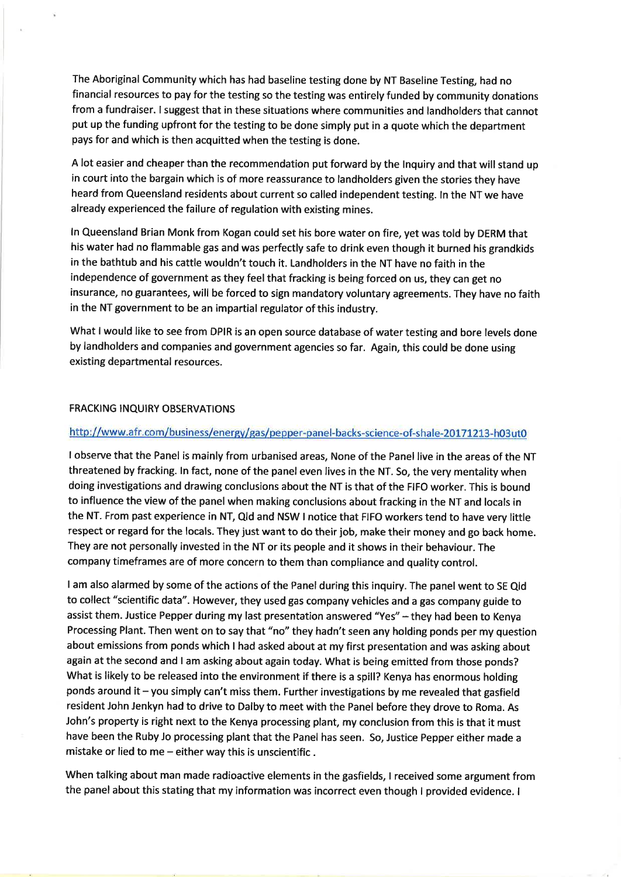The Aboriginal Community which has had baseline testing done by NT Baseline Testing, had no financial resources to pay for the testing so the testing was entirely funded by community donations from a fundraiser. I suggest that in these situations where communities and landholders that cannot put up the funding upfront for the testing to be done simply put in a quote which the department pays for and which is then acquitted when the testing is done.

A lot easier and cheaper than the recommendation put forward by the Inquiry and that will stand up in court into the bargain which is of more reassurance to landholders given the stories they have heard from Queensland residents about current so called independent testing. In the NT we have already experienced the failure of regulation with existing mines.

In Queensland Brian Monk from Kogan could set his bore water on fire, yet was told by DERM that his water had no flammable gas and was perfectly safe to drink even though it burned his grandkids in the bathtub and his cattle wouldn't touch it. Landholders in the NT have no faith in the independence of government as they feel that fracking is being forced on us, they can get no insurance, no guarantees, will be forced to sign mandatory voluntary agreements. They have no faith in the NT government to be an impartial regulator of this industry.

What I would like to see from DPIR is an open source database of water testing and bore levels done by landholders and companies and government agencies so far. Again, this could be done using existing departmental resources.

FRACKING INQUIRY OBSERVATIONS

http://www.afr.com/business/energy/gas/pepper-panel-backs-science-of-shale-20171213-h03ut0

I observe that the Panel is mainly from urbanised areas, None of the Panel live in the areas of the NT threatened by fracking. In fact, none of the panel even lives in the NT. So, the very mentality when doing investigations and drawing conclusions about the NT is that of the FIFO worker. This is bound to influence the view of the panel when making conclusions about fracking in the NT and locals in the NT. From past experience in NT, Qld and NSW I notice that FIFO workers tend to have very little respect or regard for the locals. They just want to do their job, make their money and go back home. They are not personally invested in the NT or its people and it shows in their behaviour. The company timeframes are of more concern to them than compliance and quality control.

I am also alarmed by some of the actions of the Panel during this inquiry. The panel went to SE Qld to collect "scientific data". However, they used gas company vehicles and a gas company guide to assist them. Justice Pepper during my last presentation answered "Yes" – they had been to Kenya Processing Plant. Then went on to say that "no" they hadn't seen any holding ponds per my question about emissions from ponds which I had asked about at my first presentation and was asking about again at the second and I am asking about again today. What is being emitted from those ponds? What is likely to be released into the environment if there is a spill? Kenya has enormous holding ponds around it – you simply can't miss them. Further investigations by me revealed that gasfield resident John Jenkyn had to drive to Dalby to meet with the Panel before they drove to Roma. As John's property is right next to the Kenya processing plant, my conclusion from this is that it must have been the Ruby Jo processing plant that the Panel has seen. So, Justice Pepper either made a mistake or lied to me – either way this is unscientific .

When talking about man made radioactive elements in the gasfields, I received some argument from the panel about this stating that my information was incorrect even though I provided evidence. I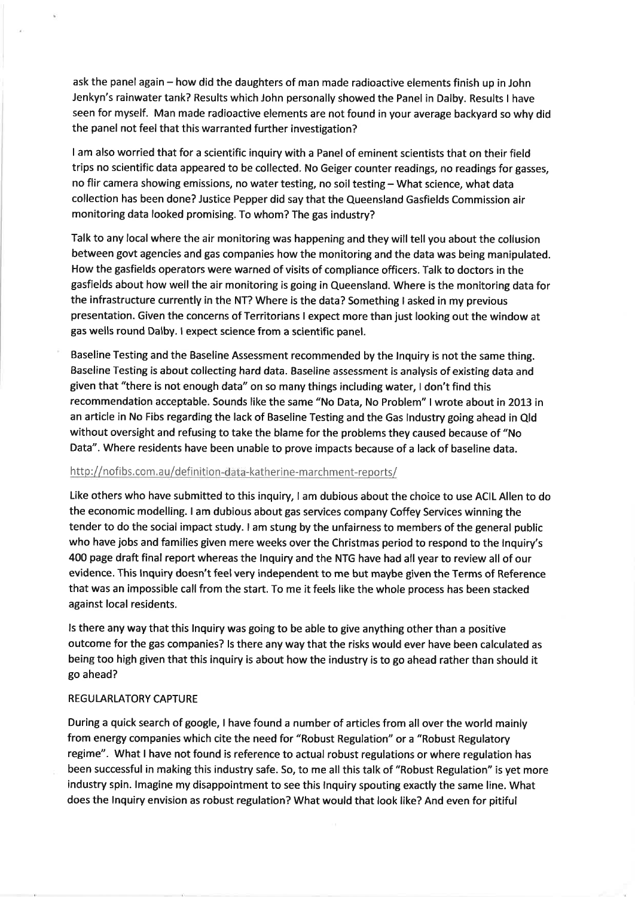ask the panel again – how did the daughters of man made radioactive elements finish up in John Jenkyn's rainwater tank? Results which John personally showed the Panel in Dalby. Results I have seen for myself. Man made radioactive elements are not found in your average backyard so why did the panel not feel that this warranted further investigation?

I am also worried that for a scientific inquiry with a Panel of eminent scientists that on their field trips no scientific data appeared to be collected. No Geiger counter readings, no readings for gasses, no flir camera showing emissions, no water testing, no soil testing – What science, what data collection has been done? Justice Pepper did say that the Queensland Gasfields Commission air monitoring data looked promising. To whom? The gas industry?

Talk to any local where the air monitoring was happening and they will tell you about the collusion between govt agencies and gas companies how the monitoring and the data was being manipulated. How the gasfields operators were warned of visits of compliance officers. Talk to doctors in the gasfields about how well the air monitoring is going in Queensland. Where is the monitoring data for the infrastructure currently in the NT? Where is the data? Something I asked in my previous presentation. Given the concerns of Territorians I expect more than just looking out the window at gas wells round Dalby. I expect science from a scientific panel.

Baseline Testing and the Baseline Assessment recommended by the Inquiry is not the same thing. Baseline Testing is about collecting hard data. Baseline assessment is analysis of existing data and given that "there is not enough data" on so many things including water, I don't find this recommendation acceptable. Sounds like the same "No Data, No Problem" I wrote about in 2013 in an article in No Fibs regarding the lack of Baseline Testing and the Gas Industry going ahead in Qld without oversight and refusing to take the blame for the problems they caused because of "No Data". Where residents have been unable to prove impacts because of a lack of baseline data.

http://nofibs.com.au/definition-data-katherine-marchment-reports/

Like others who have submitted to this inquiry, I am dubious about the choice to use ACIL Allen to do the economic modelling. I am dubious about gas services company Coffey Services winning the tender to do the social impact study. I am stung by the unfairness to members of the general public who have jobs and families given mere weeks over the Christmas period to respond to the Inquiry's 400 page draft final report whereas the Inquiry and the NTG have had all year to review all of our evidence. This Inquiry doesn't feel very independent to me but maybe given the Terms of Reference that was an impossible call from the start. To me it feels like the whole process has been stacked against local residents.

Is there any way that this Inquiry was going to be able to give anything other than a positive outcome for the gas companies? Is there any way that the risks would ever have been calculated as being too high given that this inquiry is about how the industry is to go ahead rather than should it go ahead?

REGULARLATORY CAPTURE

During a quick search of google, I have found a number of articles from all over the world mainly from energy companies which cite the need for "Robust Regulation" or a "Robust Regulatory regime". What I have not found is reference to actual robust regulations or where regulation has been successful in making this industry safe. So, to me all this talk of "Robust Regulation" is yet more industry spin. Imagine my disappointment to see this Inquiry spouting exactly the same line. What does the Inquiry envision as robust regulation? What would that look like? And even for pitiful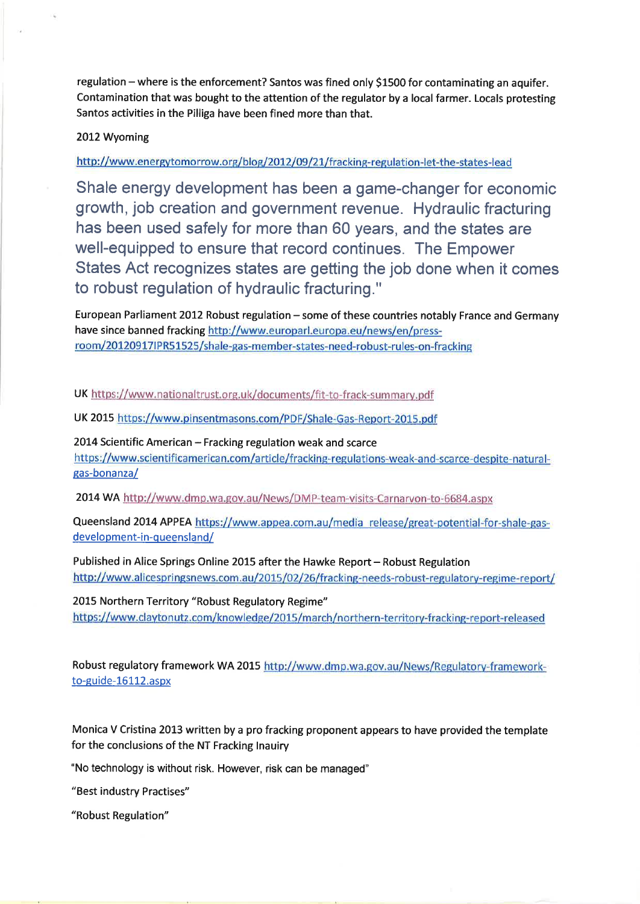regulation – where is the enforcement? Santos was fined only $1500 for contaminating an aquifer. Contamination that was bought to the attention of the regulator by a local farmer. Locals protesting Santos activities in the Pilliga have been fined more than that.

2012 Wyoming

http://www.energytomorrow.org/blog/2012/09/21/fracking-regulation-let-the-states-lead

Shale energy development has been a game-changer for economic growth, job creation and government revenue. Hydraulic fracturing has been used safely for more than 60 years, and the states are well-equipped to ensure that record continues. The Empower States Act recognizes states are getting the job done when it comes to robust regulation of hydraulic fracturing."

European Parliament 2012 Robust regulation – some of these countries notably France and Germany have since banned fracking http://www.europarl.europa.eu/news/en/press-room/20120917IPR51525/shale-gas-member-states-need-robust-rules-on-fracking

UK https://www.nationaltrust.org.uk/documents/fit-to-frack-summary.pdf

UK 2015 https://www.pinsentmasons.com/PDF/Shale-Gas-Report-2015.pdf

2014 Scientific American – Fracking regulation weak and scarce https://www.scientificamerican.com/article/fracking-regulations-weak-and-scarce-despite-natural-gas-bonanza/

2014 WA http://www.dmp.wa.gov.au/News/DMP-team-visits-Carnarvon-to-6684.aspx

Queensland 2014 APPEA https://www.appea.com.au/media_release/great-potential-for-shale-gas-development-in-queensland/

Published in Alice Springs Online 2015 after the Hawke Report – Robust Regulation http://www.alicespringsnews.com.au/2015/02/26/fracking-needs-robust-regulatory-regime-report/

2015 Northern Territory "Robust Regulatory Regime" https://www.claytonutz.com/knowledge/2015/march/northern-territory-fracking-report-released

Robust regulatory framework WA 2015 http://www.dmp.wa.gov.au/News/Regulatory-framework-to-guide-16112.aspx

Monica V Cristina 2013 written by a pro fracking proponent appears to have provided the template for the conclusions of the NT Fracking Inauiry

"No technology is without risk. However, risk can be managed"

"Best industry Practises"

"Robust Regulation"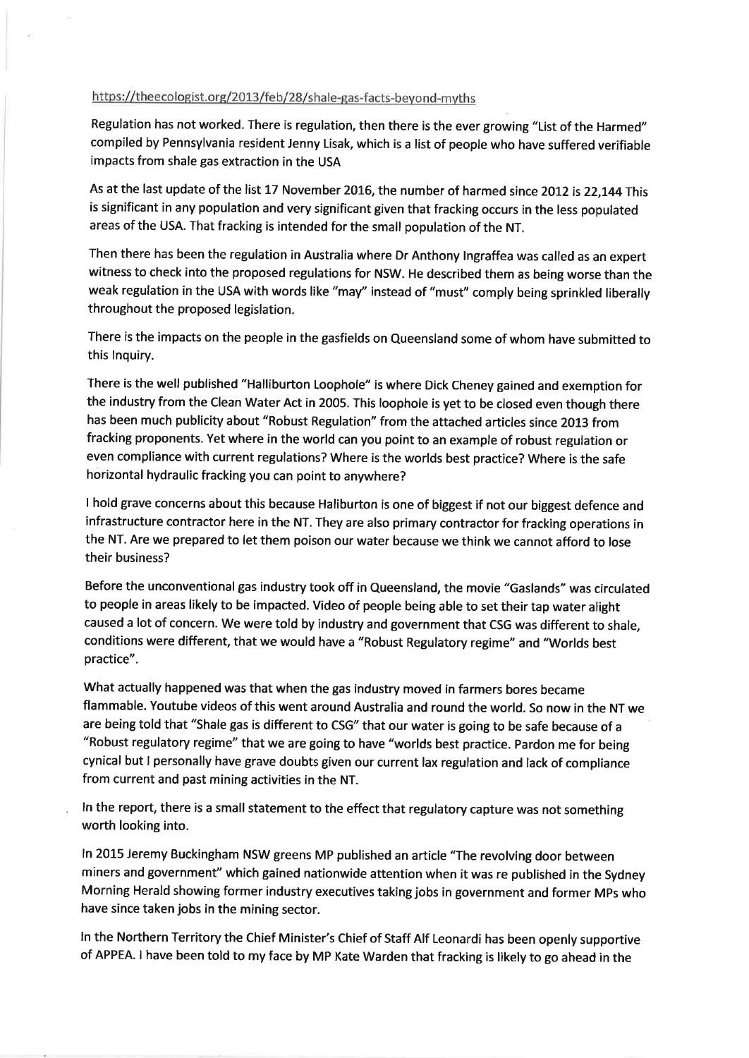https://theecologist.org/2013/feb/28/shale-gas-facts-beyond-myths

Regulation has not worked. There is regulation, then there is the ever growing "List of the Harmed" compiled by Pennsylvania resident Jenny Lisak, which is a list of people who have suffered verifiable impacts from shale gas extraction in the USA

As at the last update of the list 17 November 2016, the number of harmed since 2012 is 22,144 This is significant in any population and very significant given that fracking occurs in the less populated areas of the USA. That fracking is intended for the small population of the NT.

Then there has been the regulation in Australia where Dr Anthony Ingraffea was called as an expert witness to check into the proposed regulations for NSW. He described them as being worse than the weak regulation in the USA with words like "may" instead of "must" comply being sprinkled liberally throughout the proposed legislation.

There is the impacts on the people in the gasfields on Queensland some of whom have submitted to this Inquiry.

There is the well published "Halliburton Loophole" is where Dick Cheney gained and exemption for the industry from the Clean Water Act in 2005. This loophole is yet to be closed even though there has been much publicity about "Robust Regulation" from the attached articles since 2013 from fracking proponents. Yet where in the world can you point to an example of robust regulation or even compliance with current regulations? Where is the worlds best practice? Where is the safe horizontal hydraulic fracking you can point to anywhere?

I hold grave concerns about this because Haliburton is one of biggest if not our biggest defence and infrastructure contractor here in the NT. They are also primary contractor for fracking operations in the NT. Are we prepared to let them poison our water because we think we cannot afford to lose their business?

Before the unconventional gas industry took off in Queensland, the movie "Gaslands" was circulated to people in areas likely to be impacted. Video of people being able to set their tap water alight caused a lot of concern. We were told by industry and government that CSG was different to shale, conditions were different, that we would have a "Robust Regulatory regime" and "Worlds best practice".

What actually happened was that when the gas industry moved in farmers bores became flammable. Youtube videos of this went around Australia and round the world. So now in the NT we are being told that "Shale gas is different to CSG" that our water is going to be safe because of a "Robust regulatory regime" that we are going to have "worlds best practice. Pardon me for being cynical but I personally have grave doubts given our current lax regulation and lack of compliance from current and past mining activities in the NT.

In the report, there is a small statement to the effect that regulatory capture was not something worth looking into.

In 2015 Jeremy Buckingham NSW greens MP published an article "The revolving door between miners and government" which gained nationwide attention when it was re published in the Sydney Morning Herald showing former industry executives taking jobs in government and former MPs who have since taken jobs in the mining sector.

In the Northern Territory the Chief Minister's Chief of Staff Alf Leonardi has been openly supportive of APPEA. I have been told to my face by MP Kate Warden that fracking is likely to go ahead in the